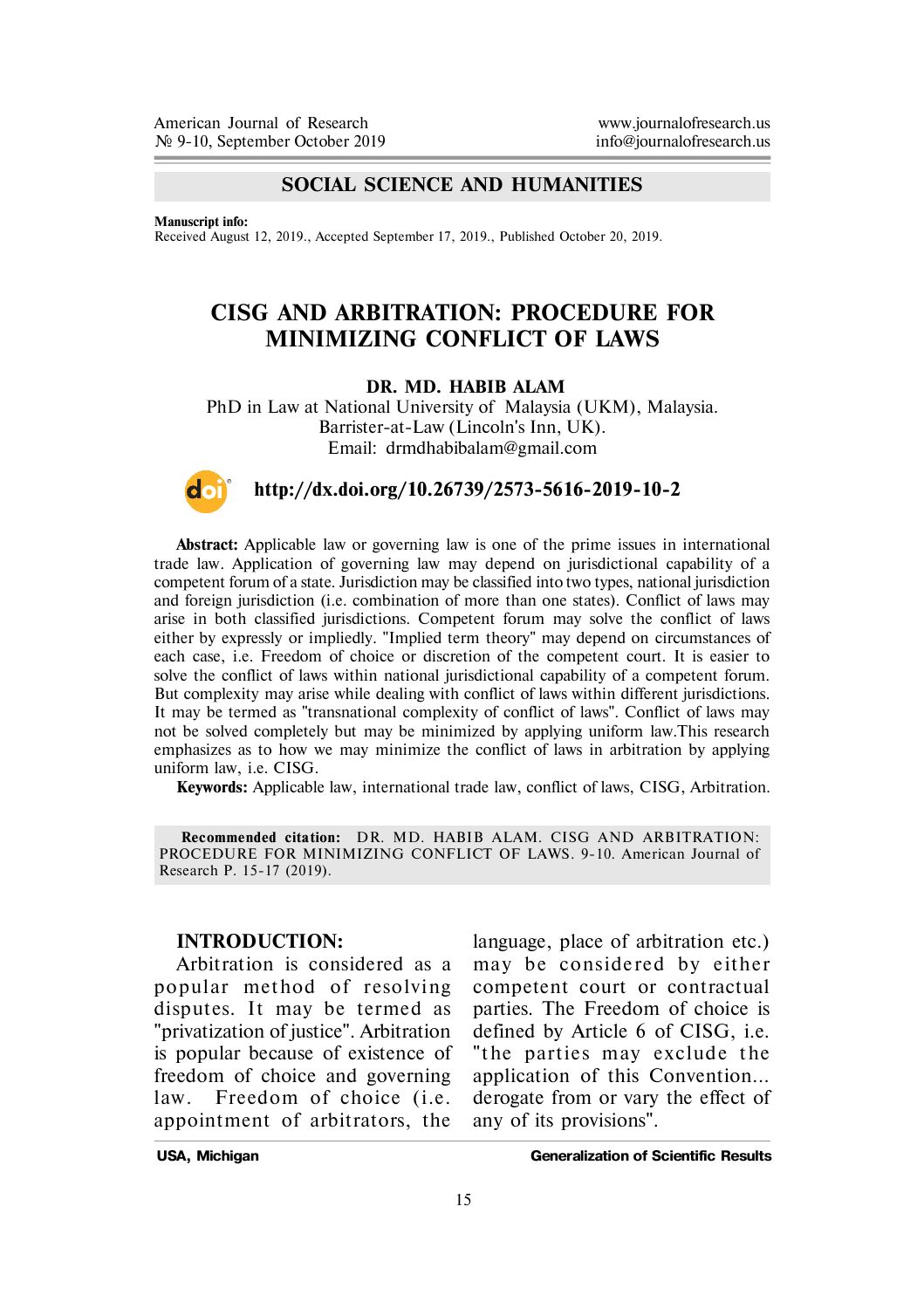**SOCIAL SCIENCE AND HUMANITIES**

**Manuscript info:**
Received August 12, 2019., Accepted September 17, 2019., Published October 20, 2019.

# CISG AND ARBITRATION: PROCEDURE FOR MINIMIZING CONFLICT OF LAWS

**DR. MD. HABIB ALAM**

PhD in Law at National University of Malaysia (UKM), Malaysia.
Barrister-at-Law (Lincoln's Inn, UK).
Email: drmdhabibalam@gmail.com

**http://dx.doi.org/10.26739/2573-5616-2019-10-2**

**Abstract:** Applicable law or governing law is one of the prime issues in international trade law. Application of governing law may depend on jurisdictional capability of a competent forum of a state. Jurisdiction may be classified into two types, national jurisdiction and foreign jurisdiction (i.e. combination of more than one states). Conflict of laws may arise in both classified jurisdictions. Competent forum may solve the conflict of laws either by expressly or impliedly. "Implied term theory" may depend on circumstances of each case, i.e. Freedom of choice or discretion of the competent court. It is easier to solve the conflict of laws within national jurisdictional capability of a competent forum. But complexity may arise while dealing with conflict of laws within different jurisdictions. It may be termed as "transnational complexity of conflict of laws". Conflict of laws may not be solved completely but may be minimized by applying uniform law.This research emphasizes as to how we may minimize the conflict of laws in arbitration by applying uniform law, i.e. CISG.

**Keywords:** Applicable law, international trade law, conflict of laws, CISG, Arbitration.

**Recommended citation:** DR. MD. HABIB ALAM. CISG AND ARBITRATION: PROCEDURE FOR MINIMIZING CONFLICT OF LAWS. 9-10. American Journal of Research P. 15-17 (2019).

## INTRODUCTION:

Arbitration is considered as a popular method of resolving disputes. It may be termed as "privatization of justice". Arbitration is popular because of existence of freedom of choice and governing law. Freedom of choice (i.e. appointment of arbitrators, the language, place of arbitration etc.) may be considered by either competent court or contractual parties. The Freedom of choice is defined by Article 6 of CISG, i.e. "the parties may exclude the application of this Convention... derogate from or vary the effect of any of its provisions".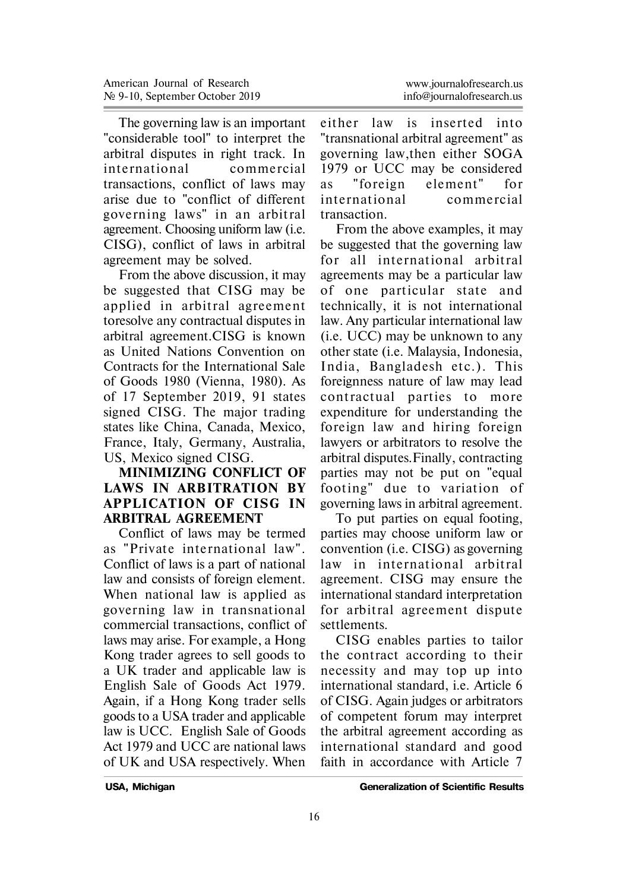The governing law is an important "considerable tool" to interpret the arbitral disputes in right track. In international commercial transactions, conflict of laws may arise due to "conflict of different governing laws" in an arbitral agreement. Choosing uniform law (i.e. CISG), conflict of laws in arbitral agreement may be solved.

From the above discussion, it may be suggested that CISG may be applied in arbitral agreement toresolve any contractual disputes in arbitral agreement.CISG is known as United Nations Convention on Contracts for the International Sale of Goods 1980 (Vienna, 1980). As of 17 September 2019, 91 states signed CISG. The major trading states like China, Canada, Mexico, France, Italy, Germany, Australia, US, Mexico signed CISG.

## MINIMIZING CONFLICT OF LAWS IN ARBITRATION BY APPLICATION OF CISG IN ARBITRAL AGREEMENT

Conflict of laws may be termed as "Private international law". Conflict of laws is a part of national law and consists of foreign element. When national law is applied as governing law in transnational commercial transactions, conflict of laws may arise. For example, a Hong Kong trader agrees to sell goods to a UK trader and applicable law is English Sale of Goods Act 1979. Again, if a Hong Kong trader sells goods to a USA trader and applicable law is UCC. English Sale of Goods Act 1979 and UCC are national laws of UK and USA respectively. When either law is inserted into "transnational arbitral agreement" as governing law,then either SOGA 1979 or UCC may be considered as "foreign element" for international commercial transaction.

From the above examples, it may be suggested that the governing law for all international arbitral agreements may be a particular law of one particular state and technically, it is not international law. Any particular international law (i.e. UCC) may be unknown to any other state (i.e. Malaysia, Indonesia, India, Bangladesh etc.). This foreignness nature of law may lead contractual parties to more expenditure for understanding the foreign law and hiring foreign lawyers or arbitrators to resolve the arbitral disputes.Finally, contracting parties may not be put on "equal footing" due to variation of governing laws in arbitral agreement.

To put parties on equal footing, parties may choose uniform law or convention (i.e. CISG) as governing law in international arbitral agreement. CISG may ensure the international standard interpretation for arbitral agreement dispute settlements.

CISG enables parties to tailor the contract according to their necessity and may top up into international standard, i.e. Article 6 of CISG. Again judges or arbitrators of competent forum may interpret the arbitral agreement according as international standard and good faith in accordance with Article 7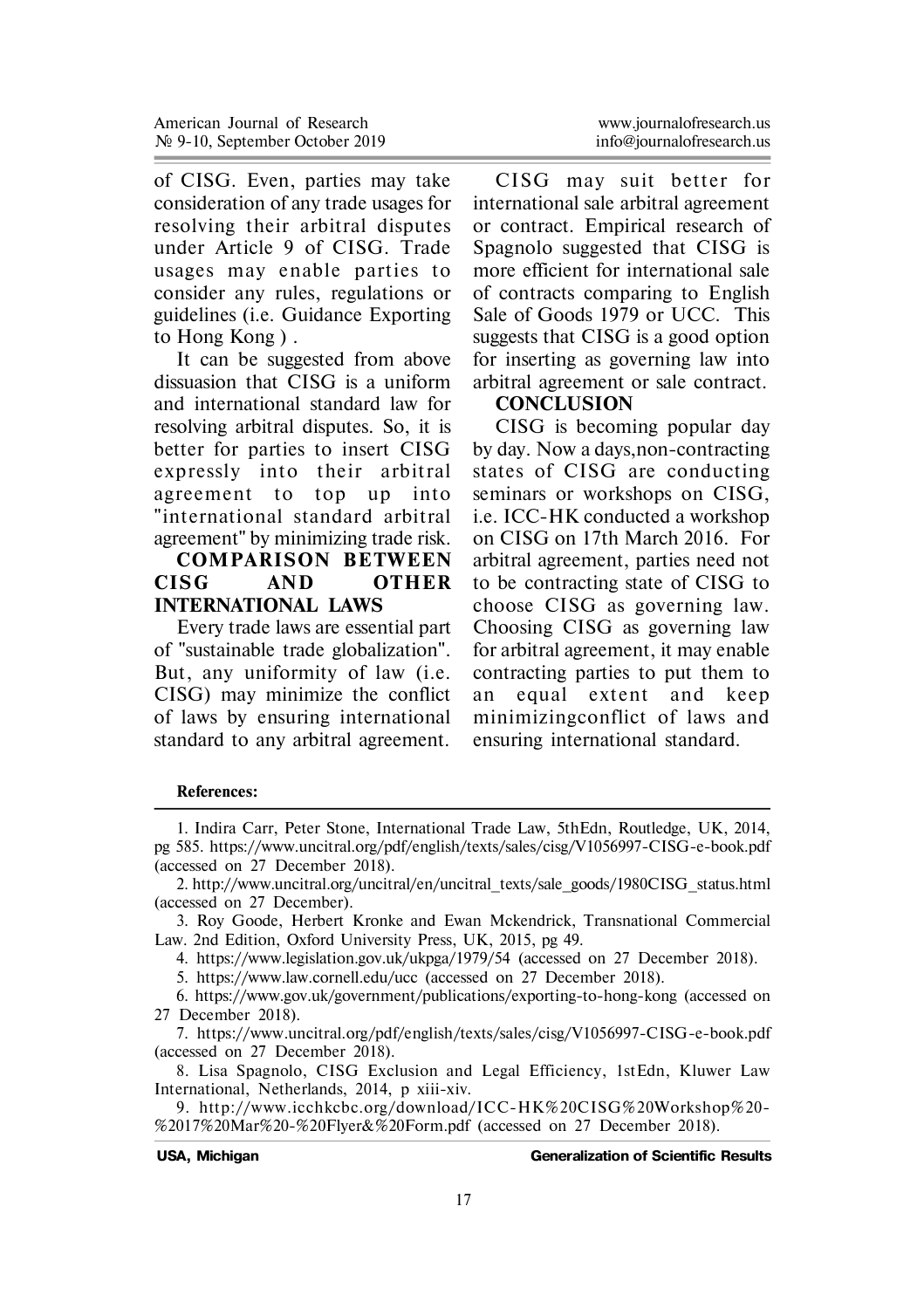of CISG. Even, parties may take consideration of any trade usages for resolving their arbitral disputes under Article 9 of CISG. Trade usages may enable parties to consider any rules, regulations or guidelines (i.e. Guidance Exporting to Hong Kong ) .

It can be suggested from above dissuasion that CISG is a uniform and international standard law for resolving arbitral disputes. So, it is better for parties to insert CISG expressly into their arbitral agreement to top up into "international standard arbitral agreement" by minimizing trade risk.

## COMPARISON BETWEEN CISG AND OTHER INTERNATIONAL LAWS

Every trade laws are essential part of "sustainable trade globalization". But, any uniformity of law (i.e. CISG) may minimize the conflict of laws by ensuring international standard to any arbitral agreement.

CISG may suit better for international sale arbitral agreement or contract. Empirical research of Spagnolo suggested that CISG is more efficient for international sale of contracts comparing to English Sale of Goods 1979 or UCC. This suggests that CISG is a good option for inserting as governing law into arbitral agreement or sale contract.

## CONCLUSION

CISG is becoming popular day by day. Now a days,non-contracting states of CISG are conducting seminars or workshops on CISG, i.e. ICC-HK conducted a workshop on CISG on 17th March 2016. For arbitral agreement, parties need not to be contracting state of CISG to choose CISG as governing law. Choosing CISG as governing law for arbitral agreement, it may enable contracting parties to put them to an equal extent and keep minimizingconflict of laws and ensuring international standard.

**References:**

1. Indira Carr, Peter Stone, International Trade Law, 5thEdn, Routledge, UK, 2014, pg 585. https://www.uncitral.org/pdf/english/texts/sales/cisg/V1056997-CISG-e-book.pdf (accessed on 27 December 2018).
2. http://www.uncitral.org/uncitral/en/uncitral_texts/sale_goods/1980CISG_status.html (accessed on 27 December).
3. Roy Goode, Herbert Kronke and Ewan Mckendrick, Transnational Commercial Law. 2nd Edition, Oxford University Press, UK, 2015, pg 49.
4. https://www.legislation.gov.uk/ukpga/1979/54 (accessed on 27 December 2018).
5. https://www.law.cornell.edu/ucc (accessed on 27 December 2018).
6. https://www.gov.uk/government/publications/exporting-to-hong-kong (accessed on 27 December 2018).
7. https://www.uncitral.org/pdf/english/texts/sales/cisg/V1056997-CISG-e-book.pdf (accessed on 27 December 2018).
8. Lisa Spagnolo, CISG Exclusion and Legal Efficiency, 1stEdn, Kluwer Law International, Netherlands, 2014, p xiii-xiv.
9. http://www.icchkcbc.org/download/ICC-HK%20CISG%20Workshop%20-%2017%20Mar%20-%20Flyer&%20Form.pdf (accessed on 27 December 2018).